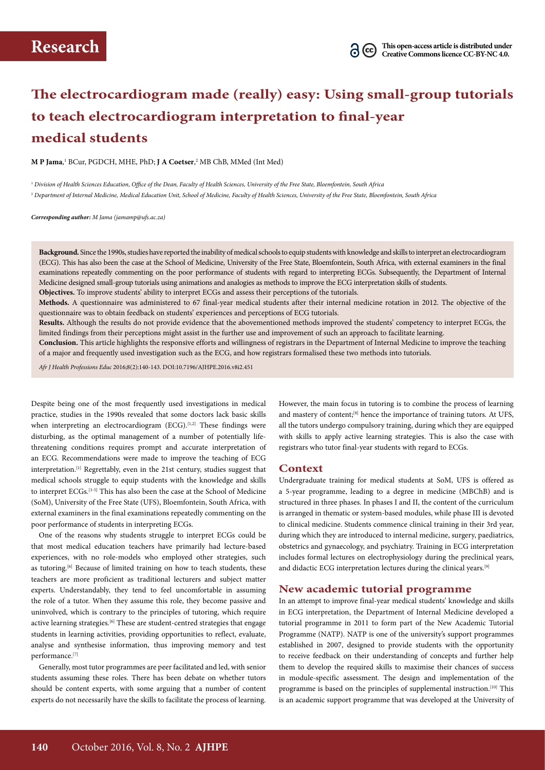Research

This open-access article is distributed under Creative Commons licence CC-BY-NC 4.0.

# The electrocardiogram made (really) easy: Using small-group tutorials to teach electrocardiogram interpretation to final-year medical students

**M P Jama**,[1] BCur, PGDCH, MHE, PhD; **J A Coetser**,[2] MB ChB, MMed (Int Med)

[1] *Division of Health Sciences Education, Office of the Dean, Faculty of Health Sciences, University of the Free State, Bloemfontein, South Africa*

[2] *Department of Internal Medicine, Medical Education Unit, School of Medicine, Faculty of Health Sciences, University of the Free State, Bloemfontein, South Africa*

***Corresponding author:** M Jama (jamamp@ufs.ac.za)*

**Background.** Since the 1990s, studies have reported the inability of medical schools to equip students with knowledge and skills to interpret an electrocardiogram (ECG). This has also been the case at the School of Medicine, University of the Free State, Bloemfontein, South Africa, with external examiners in the final examinations repeatedly commenting on the poor performance of students with regard to interpreting ECGs. Subsequently, the Department of Internal Medicine designed small-group tutorials using animations and analogies as methods to improve the ECG interpretation skills of students.

**Objectives.** To improve students' ability to interpret ECGs and assess their perceptions of the tutorials.

**Methods.** A questionnaire was administered to 67 final-year medical students after their internal medicine rotation in 2012. The objective of the questionnaire was to obtain feedback on students' experiences and perceptions of ECG tutorials.

**Results.** Although the results do not provide evidence that the abovementioned methods improved the students' competency to interpret ECGs, the limited findings from their perceptions might assist in the further use and improvement of such an approach to facilitate learning.

**Conclusion.** This article highlights the responsive efforts and willingness of registrars in the Department of Internal Medicine to improve the teaching of a major and frequently used investigation such as the ECG, and how registrars formalised these two methods into tutorials.

*Afr J Health Professions Educ* 2016;8(2):140-143. DOI:10.7196/AJHPE.2016.v8i2.451

Despite being one of the most frequently used investigations in medical practice, studies in the 1990s revealed that some doctors lack basic skills when interpreting an electrocardiogram (ECG).[1,2] These findings were disturbing, as the optimal management of a number of potentially life-threatening conditions requires prompt and accurate interpretation of an ECG. Recommendations were made to improve the teaching of ECG interpretation.[1] Regrettably, even in the 21st century, studies suggest that medical schools struggle to equip students with the knowledge and skills to interpret ECGs.[3-5] This has also been the case at the School of Medicine (SoM), University of the Free State (UFS), Bloemfontein, South Africa, with external examiners in the final examinations repeatedly commenting on the poor performance of students in interpreting ECGs.

One of the reasons why students struggle to interpret ECGs could be that most medical education teachers have primarily had lecture-based experiences, with no role-models who employed other strategies, such as tutoring.[6] Because of limited training on how to teach students, these teachers are more proficient as traditional lecturers and subject matter experts. Understandably, they tend to feel uncomfortable in assuming the role of a tutor. When they assume this role, they become passive and uninvolved, which is contrary to the principles of tutoring, which require active learning strategies.[6] These are student-centred strategies that engage students in learning activities, providing opportunities to reflect, evaluate, analyse and synthesise information, thus improving memory and test performance.[7]

Generally, most tutor programmes are peer facilitated and led, with senior students assuming these roles. There has been debate on whether tutors should be content experts, with some arguing that a number of content experts do not necessarily have the skills to facilitate the process of learning. However, the main focus in tutoring is to combine the process of learning and mastery of content;[8] hence the importance of training tutors. At UFS, all the tutors undergo compulsory training, during which they are equipped with skills to apply active learning strategies. This is also the case with registrars who tutor final-year students with regard to ECGs.

## Context

Undergraduate training for medical students at SoM, UFS is offered as a 5-year programme, leading to a degree in medicine (MBChB) and is structured in three phases. In phases I and II, the content of the curriculum is arranged in thematic or system-based modules, while phase III is devoted to clinical medicine. Students commence clinical training in their 3rd year, during which they are introduced to internal medicine, surgery, paediatrics, obstetrics and gynaecology, and psychiatry. Training in ECG interpretation includes formal lectures on electrophysiology during the preclinical years, and didactic ECG interpretation lectures during the clinical years.[9]

## New academic tutorial programme

In an attempt to improve final-year medical students' knowledge and skills in ECG interpretation, the Department of Internal Medicine developed a tutorial programme in 2011 to form part of the New Academic Tutorial Programme (NATP). NATP is one of the university's support programmes established in 2007, designed to provide students with the opportunity to receive feedback on their understanding of concepts and further help them to develop the required skills to maximise their chances of success in module-specific assessment. The design and implementation of the programme is based on the principles of supplemental instruction.[10] This is an academic support programme that was developed at the University of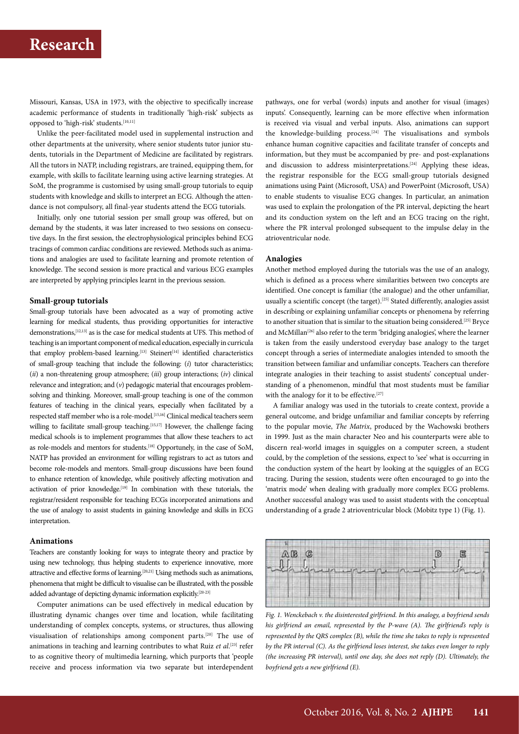Missouri, Kansas, USA in 1973, with the objective to specifically increase academic performance of students in traditionally 'high-risk' subjects as opposed to 'high-risk' students.[10,11]

Unlike the peer-facilitated model used in supplemental instruction and other departments at the university, where senior students tutor junior students, tutorials in the Department of Medicine are facilitated by registrars. All the tutors in NATP, including registrars, are trained, equipping them, for example, with skills to facilitate learning using active learning strategies. At SoM, the programme is customised by using small-group tutorials to equip students with knowledge and skills to interpret an ECG. Although the attendance is not compulsory, all final-year students attend the ECG tutorials.

Initially, only one tutorial session per small group was offered, but on demand by the students, it was later increased to two sessions on consecutive days. In the first session, the electrophysiological principles behind ECG tracings of common cardiac conditions are reviewed. Methods such as animations and analogies are used to facilitate learning and promote retention of knowledge. The second session is more practical and various ECG examples are interpreted by applying principles learnt in the previous session.

### Small-group tutorials

Small-group tutorials have been advocated as a way of promoting active learning for medical students, thus providing opportunities for interactive demonstrations,[12,13] as is the case for medical students at UFS. This method of teaching is an important component of medical education, especially in curricula that employ problem-based learning.[13] Steinert[14] identified characteristics of small-group teaching that include the following: (*i*) tutor characteristics; (*ii*) a non-threatening group atmosphere; (*iii*) group interactions; (*iv*) clinical relevance and integration; and (*v*) pedagogic material that encourages problem-solving and thinking. Moreover, small-group teaching is one of the common features of teaching in the clinical years, especially when facilitated by a respected staff member who is a role-model.[15,16] Clinical medical teachers seem willing to facilitate small-group teaching.[15,17] However, the challenge facing medical schools is to implement programmes that allow these teachers to act as role-models and mentors for students.[18] Opportunely, in the case of SoM, NATP has provided an environment for willing registrars to act as tutors and become role-models and mentors. Small-group discussions have been found to enhance retention of knowledge, while positively affecting motivation and activation of prior knowledge.[19] In combination with these tutorials, the registrar/resident responsible for teaching ECGs incorporated animations and the use of analogy to assist students in gaining knowledge and skills in ECG interpretation.

### Animations

Teachers are constantly looking for ways to integrate theory and practice by using new technology, thus helping students to experience innovative, more attractive and effective forms of learning.[20,21] Using methods such as animations, phenomena that might be difficult to visualise can be illustrated, with the possible added advantage of depicting dynamic information explicitly.[20-23]

Computer animations can be used effectively in medical education by illustrating dynamic changes over time and location, while facilitating understanding of complex concepts, systems, or structures, thus allowing visualisation of relationships among component parts.[20] The use of animations in teaching and learning contributes to what Ruiz *et al*.[23] refer to as cognitive theory of multimedia learning, which purports that 'people receive and process information via two separate but interdependent pathways, one for verbal (words) inputs and another for visual (images) inputs'. Consequently, learning can be more effective when information is received via visual and verbal inputs. Also, animations can support the knowledge-building process.[24] The visualisations and symbols enhance human cognitive capacities and facilitate transfer of concepts and information, but they must be accompanied by pre- and post-explanations and discussion to address misinterpretations.[24] Applying these ideas, the registrar responsible for the ECG small-group tutorials designed animations using Paint (Microsoft, USA) and PowerPoint (Microsoft, USA) to enable students to visualise ECG changes. In particular, an animation was used to explain the prolongation of the PR interval, depicting the heart and its conduction system on the left and an ECG tracing on the right, where the PR interval prolonged subsequent to the impulse delay in the atrioventricular node.

### Analogies

Another method employed during the tutorials was the use of an analogy, which is defined as a process where similarities between two concepts are identified. One concept is familiar (the analogue) and the other unfamiliar, usually a scientific concept (the target).[25] Stated differently, analogies assist in describing or explaining unfamiliar concepts or phenomena by referring to another situation that is similar to the situation being considered.[25] Bryce and McMillan[26] also refer to the term 'bridging analogies', where the learner is taken from the easily understood everyday base analogy to the target concept through a series of intermediate analogies intended to smooth the transition between familiar and unfamiliar concepts. Teachers can therefore integrate analogies in their teaching to assist students' conceptual understanding of a phenomenon, mindful that most students must be familiar with the analogy for it to be effective.[27]

A familiar analogy was used in the tutorials to create context, provide a general outcome, and bridge unfamiliar and familiar concepts by referring to the popular movie, *The Matrix*, produced by the Wachowski brothers in 1999. Just as the main character Neo and his counterparts were able to discern real-world images in squiggles on a computer screen, a student could, by the completion of the sessions, expect to 'see' what is occurring in the conduction system of the heart by looking at the squiggles of an ECG tracing. During the session, students were often encouraged to go into the 'matrix mode' when dealing with gradually more complex ECG problems. Another successful analogy was used to assist students with the conceptual understanding of a grade 2 atrioventricular block (Mobitz type 1) (Fig. 1).

*Fig. 1. Wenckebach v. the disinterested girlfriend. In this analogy, a boyfriend sends his girlfriend an email, represented by the P-wave (A). The girlfriend's reply is represented by the QRS complex (B), while the time she takes to reply is represented by the PR interval (C). As the girlfriend loses interest, she takes even longer to reply (the increasing PR interval), until one day, she does not reply (D). Ultimately, the boyfriend gets a new girlfriend (E).*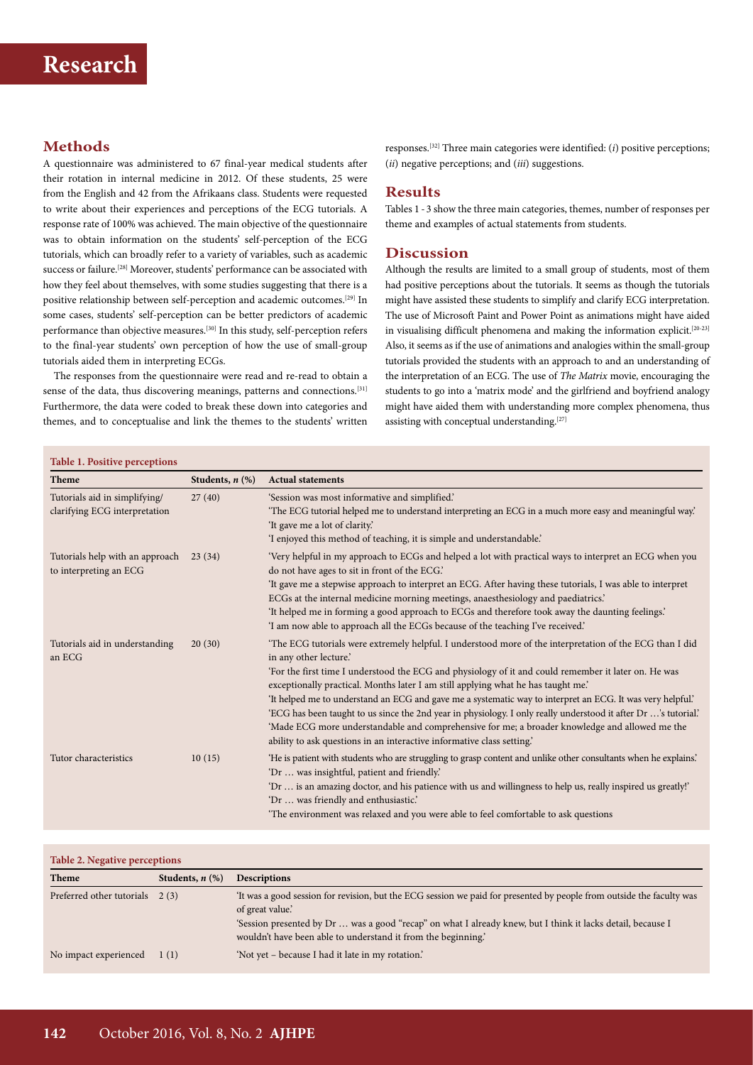## Methods

A questionnaire was administered to 67 final-year medical students after their rotation in internal medicine in 2012. Of these students, 25 were from the English and 42 from the Afrikaans class. Students were requested to write about their experiences and perceptions of the ECG tutorials. A response rate of 100% was achieved. The main objective of the questionnaire was to obtain information on the students' self-perception of the ECG tutorials, which can broadly refer to a variety of variables, such as academic success or failure.[28] Moreover, students' performance can be associated with how they feel about themselves, with some studies suggesting that there is a positive relationship between self-perception and academic outcomes.[29] In some cases, students' self-perception can be better predictors of academic performance than objective measures.[30] In this study, self-perception refers to the final-year students' own perception of how the use of small-group tutorials aided them in interpreting ECGs.

The responses from the questionnaire were read and re-read to obtain a sense of the data, thus discovering meanings, patterns and connections.[31] Furthermore, the data were coded to break these down into categories and themes, and to conceptualise and link the themes to the students' written responses.[32] Three main categories were identified: (*i*) positive perceptions; (*ii*) negative perceptions; and (*iii*) suggestions.

## Results

Tables 1 - 3 show the three main categories, themes, number of responses per theme and examples of actual statements from students.

## Discussion

Although the results are limited to a small group of students, most of them had positive perceptions about the tutorials. It seems as though the tutorials might have assisted these students to simplify and clarify ECG interpretation. The use of Microsoft Paint and Power Point as animations might have aided in visualising difficult phenomena and making the information explicit.[20-23] Also, it seems as if the use of animations and analogies within the small-group tutorials provided the students with an approach to and an understanding of the interpretation of an ECG. The use of *The Matrix* movie, encouraging the students to go into a 'matrix mode' and the girlfriend and boyfriend analogy might have aided them with understanding more complex phenomena, thus assisting with conceptual understanding.[27]

**Table 1. Positive perceptions**

| Theme | Students, *n* (%) | Actual statements |
|---|---|---|
| Tutorials aid in simplifying/ clarifying ECG interpretation | 27 (40) | 'Session was most informative and simplified.' 'The ECG tutorial helped me to understand interpreting an ECG in a much more easy and meaningful way.' 'It gave me a lot of clarity.' 'I enjoyed this method of teaching, it is simple and understandable.' |
| Tutorials help with an approach to interpreting an ECG | 23 (34) | 'Very helpful in my approach to ECGs and helped a lot with practical ways to interpret an ECG when you do not have ages to sit in front of the ECG.' 'It gave me a stepwise approach to interpret an ECG. After having these tutorials, I was able to interpret ECGs at the internal medicine morning meetings, anaesthesiology and paediatrics.' 'It helped me in forming a good approach to ECGs and therefore took away the daunting feelings.' 'I am now able to approach all the ECGs because of the teaching I've received.' |
| Tutorials aid in understanding an ECG | 20 (30) | 'The ECG tutorials were extremely helpful. I understood more of the interpretation of the ECG than I did in any other lecture.' 'For the first time I understood the ECG and physiology of it and could remember it later on. He was exceptionally practical. Months later I am still applying what he has taught me.' 'It helped me to understand an ECG and gave me a systematic way to interpret an ECG. It was very helpful.' 'ECG has been taught to us since the 2nd year in physiology. I only really understood it after Dr …'s tutorial.' 'Made ECG more understandable and comprehensive for me; a broader knowledge and allowed me the ability to ask questions in an interactive informative class setting.' |
| Tutor characteristics | 10 (15) | 'He is patient with students who are struggling to grasp content and unlike other consultants when he explains.' 'Dr … was insightful, patient and friendly.' 'Dr … is an amazing doctor, and his patience with us and willingness to help us, really inspired us greatly!' 'Dr … was friendly and enthusiastic.' 'The environment was relaxed and you were able to feel comfortable to ask questions |

**Table 2. Negative perceptions**

| Theme | Students, *n* (%) | Descriptions |
|---|---|---|
| Preferred other tutorials | 2 (3) | 'It was a good session for revision, but the ECG session we paid for presented by people from outside the faculty was of great value.' 'Session presented by Dr … was a good "recap" on what I already knew, but I think it lacks detail, because I wouldn't have been able to understand it from the beginning.' |
| No impact experienced | 1 (1) | 'Not yet – because I had it late in my rotation.' |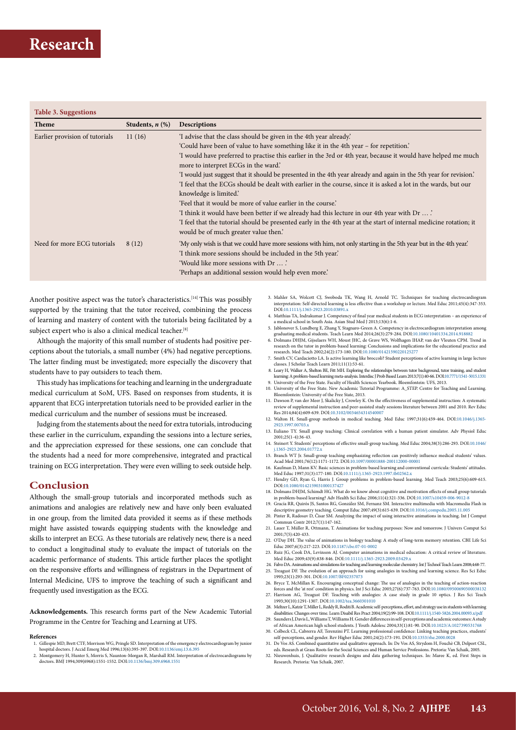**Table 3. Suggestions**

| Theme | Students, *n* (%) | Descriptions |
|---|---|---|
| Earlier provision of tutorials | 11 (16) | 'I advise that the class should be given in the 4th year already.' 'Could have been of value to have something like it in the 4th year – for repetition.' 'I would have preferred to practise this earlier in the 3rd or 4th year, because it would have helped me much more to interpret ECGs in the ward.' 'I would just suggest that it should be presented in the 4th year already and again in the 5th year for revision.' 'I feel that the ECGs should be dealt with earlier in the course, since it is asked a lot in the wards, but our knowledge is limited.' 'Feel that it would be more of value earlier in the course.' 'I think it would have been better if we already had this lecture in our 4th year with Dr … .' 'I feel that the tutorial should be presented early in the 4th year at the start of internal medicine rotation; it would be of much greater value then.' |
| Need for more ECG tutorials | 8 (12) | 'My only wish is that we could have more sessions with him, not only starting in the 5th year but in the 4th year.' 'I think more sessions should be included in the 5th year.' 'Would like more sessions with Dr … .' 'Perhaps an additional session would help even more.' |

Another positive aspect was the tutor's characteristics.[14] This was possibly supported by the training that the tutor received, combining the process of learning and mastery of content with the tutorials being facilitated by a subject expert who is also a clinical medical teacher.[8]

Although the majority of this small number of students had positive perceptions about the tutorials, a small number (4%) had negative perceptions. The latter finding must be investigated; more especially the discovery that students have to pay outsiders to teach them.

This study has implications for teaching and learning in the undergraduate medical curriculum at SoM, UFS. Based on responses from students, it is apparent that ECG interpretation tutorials need to be provided earlier in the medical curriculum and the number of sessions must be increased.

Judging from the statements about the need for extra tutorials, introducing these earlier in the curriculum, expanding the sessions into a lecture series, and the appreciation expressed for these sessions, one can conclude that the students had a need for more comprehensive, integrated and practical training on ECG interpretation. They were even willing to seek outside help.

## Conclusion

Although the small-group tutorials and incorporated methods such as animations and analogies are relatively new and have only been evaluated in one group, from the limited data provided it seems as if these methods might have assisted towards equipping students with the knowledge and skills to interpret an ECG. As these tutorials are relatively new, there is a need to conduct a longitudinal study to evaluate the impact of tutorials on the academic performance of students. This article further places the spotlight on the responsive efforts and willingness of registrars in the Department of Internal Medicine, UFS to improve the teaching of such a significant and frequently used investigation as the ECG.

**Acknowledgements.** This research forms part of the New Academic Tutorial Programme in the Centre for Teaching and Learning at UFS.

**References**

1. Gillespie MD, Brett CTF, Morrison WG, Pringle SD. Interpretation of the emergency electrocardiogram by junior hospital doctors. J Accid Emerg Med 1996;13(6):395-397. DOI:10.1136/emj.13.6.395
2. Montgomery H, Hunter S, Morris S, Naunton-Morgan R, Marshall RM. Interpretation of electrocardiograms by doctors. BMJ 1994;309(6968):1551-1552. DOI:10.1136/bmj.309.6968.1551
3. Mahler SA, Wolcott CJ, Swoboda TK, Wang H, Arnold TC. Techniques for teaching electrocardiogram interpretation: Self-directed learning is less effective than a workshop or lecture. Med Educ 2011;45(4):347-353. DOI:10.1111/j.1365-2923.2010.03891.x
4. Matthias TA, Indrakumar J. Competency of final year medical students in ECG interpretation – an experience of a medical school in South Asia. Asian Stud Med J 2013;13(6):1-6.
5. Jablonover S, Lundberg E, Zhang Y, Stagnaro-Green A. Competency in electrocardiogram interpretation among graduating medical students. Teach Learn Med 2014;26(3):279-284. DOI:10.1080/10401334.2014.918882
6. Dolmans DHJM, Gijselaers WH, Moust JHC, de Grave WS, Wolfhagen IHAP, van der Vleuten CPM. Trend in research on the tutor in problem-based learning: Conclusions and implications for the educational practice and research. Med Teach 2002;24(2):173-180. DOI:10.1080/01421590220125277
7. Smith CV, Cardaciotto LA. Is active learning like broccoli? Student perceptions of active learning in large lecture classes. J Scholar Teach Learn 2011;11(1):53-61.
8. Leary H, Walker A, Shelton BE, Fitt MH. Exploring the relationships between tutor background, tutor training, and student learning: A problem-based learning meta-analysis. Interdisc J Prob Based Learn 2013;7(1):40-66. DOI:10.7771/1541-5015.1331
9. University of the Free State. Faculty of Health Sciences Yearbook. Bloemfontein: UFS, 2013.
10. University of the Free State. New Academic Tutorial Programme: A_STEP. Centre for Teaching and Learning. Bloemfontein: University of the Free State, 2013.
11. Dawson P, van der Meer J, Skalicky J, Crowley K. On the effectiveness of supplemental instruction: A systematic review of supplemental instruction and peer-assisted study sessions literature between 2001 and 2010. Rev Educ Res 2014;84(4):609-639. DOI:10.3102/0034654314540007
12. Walton H. Small-group methods in medical teaching. Med Educ 1997;31(6):459-464. DOI:10.1046/j.1365-2923.1997.00703.x
13. Euliano TY. Small group teaching: Clinical correlation with a human patient simulator. Adv Physiol Educ 2001;25(1-4):36-43.
14. Steinert Y. Students' perceptions of effective small-group teaching. Med Educ 2004;38(3):286-293. DOI:10.1046/j.1365-2923.2004.01772.x
15. Branch WT Jr. Small-group teaching emphasizing reflection can positively influence medical students' values. Acad Med 2001;76(12):1171-1172. DOI:10.1097/00001888-200112000-00001
16. Kaufman D, Mann KV. Basic sciences in problem-based learning and conventional curricula: Students' attitudes. Med Educ 1997;31(3):177-180. DOI:10.1111/j.1365-2923.1997.tb02562.x
17. Hendry GD, Ryan G, Harris J. Group problems in problem-based learning. Med Teach 2003;25(6):609-615. DOI:10.1080/0142159031000137427
18. Dolmans DHJM, Schimdt HG. What do we know about cognitive and motivation effects of small group tutorials in problem-based learning? Adv Health Sci Educ 2006;11(4):321-336. DOI:10.1007/s10459-006-9012-8
19. Gracía RR, Quirós JS, Santos RG, González SM, Fernanz SM. Interactive multimedia with Macromedia Flash in descriptive geometry teaching. Comput Educ 2007;49(3):615-639. DOI:10.1016/j.compedu.2005.11.005
20. Pinter R, Radosav D, Čisar SM. Analyzing the impact of using interactive animations in teaching. Int J Comput Commun Contr 2012;7(1):147-162.
21. Lauer T, Müller R, Ottmann, T. Animations for teaching purposes: Now and tomorrow. J Univers Comput Sci 2001;7(5):420-433.
22. O'Day DH. The value of animations in biology teaching: A study of long-term memory retention. CBE Life Sci Educ 2007;6(3):217-223. DOI:10.1187/cbe.07-01-0002
23. Ruiz JG, Cook DA, Levinson AJ. Computer animations in medical education: A critical review of literature. Med Educ 2009;43(9):838-846. DOI:10.1111/j.1365-2923.2009.03429.x
24. Falvo DA. Animations and simulations for teaching and learning molecular chemistry. Int J Technol Teach Learn 2008;4:68-77.
25. Treagust DF. The evolution of an approach for using analogies in teaching and learning science. Res Sci Educ 1993;23(1):293-301. DOI:10.1007/BF02357073
26. Bryce T, McMillan K. Encouraging conceptual change: The use of analogies in the teaching of action-reaction forces and the 'at rest' condition in physics. Int J Sci Educ 2005;27(6):737-763. DOI:10.1080/09500690500038132
27. Harrison AG, Treagust DF. Teaching with analogies: A case study in grade 10 optics. J Res Sci Teach 1993;30(10):1291-1307. DOI:10.1002/tea.3660301010
28. Meltzer L, Katzir T, Miller L, Reddy R, Roditi B. Academic self-perceptions, effort, and strategy use in students with learning disabilities: Changes over time. Learn Disabil Res Pract 2004;19(2):99-108. DOI:10.1111/j.1540-5826.2004.00093.x/pdf
29. Saunders J, Davis L, Williams T, Williams H. Gender differences in self-perceptions and academic outcomes: A study of African American high school students. J Youth Adolesc 2004;33(1):81-90. DOI:10.1023/A:1027390531768
30. Colbeck CL, Cabrerra AF, Terenzini PT. Learning professional confidence: Linking teaching practices, students' self-perceptions, and gender. Rev Higher Educ 2001;24(2):173-191. DOI:10.1353/rhe.2000.0028
31. De Vos AS. Combined quantitative and qualitative approach. In: De Vos AS, Strydom H, Fouchè CB, Delport CSL, eds. Research at Grass Roots for the Social Sciences and Human Service Professions. Pretoria: Van Schaik, 2005.
32. Nieuwenhuis, J. Qualitative research designs and data gathering techniques. In: Maree K, ed. First Steps in Research. Pretoria: Van Schaik, 2007.